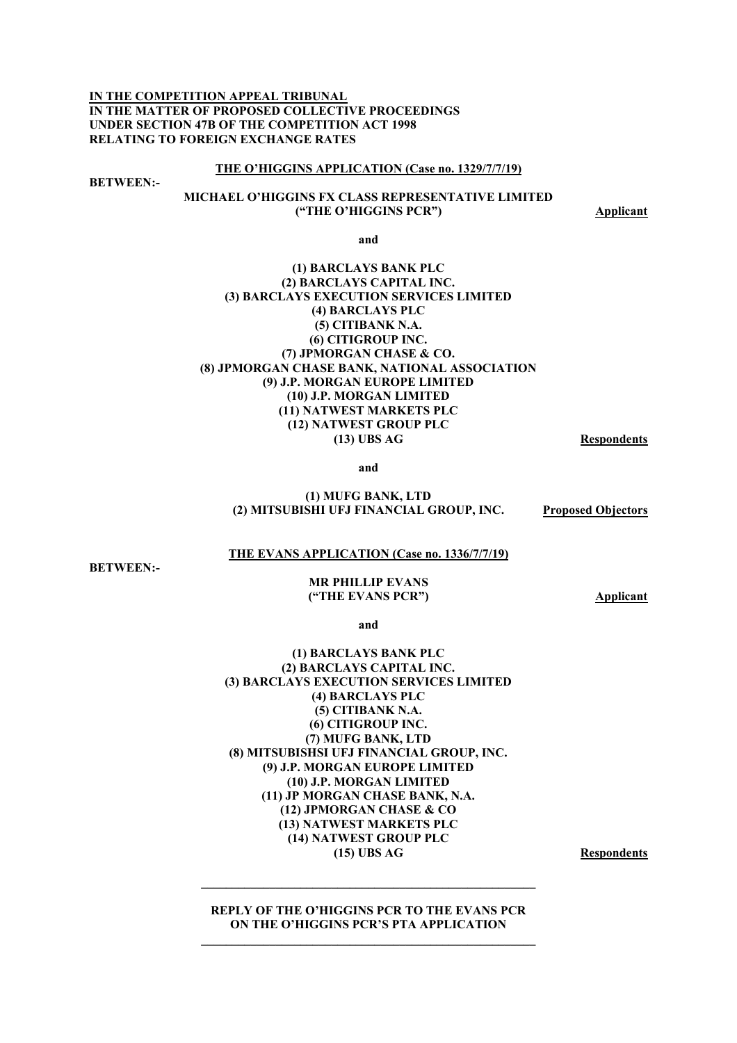**IN THE COMPETITION APPEAL TRIBUNAL**
**IN THE MATTER OF PROPOSED COLLECTIVE PROCEEDINGS UNDER SECTION 47B OF THE COMPETITION ACT 1998 RELATING TO FOREIGN EXCHANGE RATES**

**THE O'HIGGINS APPLICATION (Case no. 1329/7/7/19)**

**BETWEEN:-**

**MICHAEL O'HIGGINS FX CLASS REPRESENTATIVE LIMITED ("THE O'HIGGINS PCR")** — **Applicant**

and

**(1) BARCLAYS BANK PLC**
**(2) BARCLAYS CAPITAL INC.**
**(3) BARCLAYS EXECUTION SERVICES LIMITED**
**(4) BARCLAYS PLC**
**(5) CITIBANK N.A.**
**(6) CITIGROUP INC.**
**(7) JPMORGAN CHASE & CO.**
**(8) JPMORGAN CHASE BANK, NATIONAL ASSOCIATION**
**(9) J.P. MORGAN EUROPE LIMITED**
**(10) J.P. MORGAN LIMITED**
**(11) NATWEST MARKETS PLC**
**(12) NATWEST GROUP PLC**
**(13) UBS AG** — **Respondents**

and

**(1) MUFG BANK, LTD**
**(2) MITSUBISHI UFJ FINANCIAL GROUP, INC.** — **Proposed Objectors**

**THE EVANS APPLICATION (Case no. 1336/7/7/19)**

**BETWEEN:-**

**MR PHILLIP EVANS ("THE EVANS PCR")** — **Applicant**

and

**(1) BARCLAYS BANK PLC**
**(2) BARCLAYS CAPITAL INC.**
**(3) BARCLAYS EXECUTION SERVICES LIMITED**
**(4) BARCLAYS PLC**
**(5) CITIBANK N.A.**
**(6) CITIGROUP INC.**
**(7) MUFG BANK, LTD**
**(8) MITSUBISHSI UFJ FINANCIAL GROUP, INC.**
**(9) J.P. MORGAN EUROPE LIMITED**
**(10) J.P. MORGAN LIMITED**
**(11) JP MORGAN CHASE BANK, N.A.**
**(12) JPMORGAN CHASE & CO**
**(13) NATWEST MARKETS PLC**
**(14) NATWEST GROUP PLC**
**(15) UBS AG** — **Respondents**

---

**REPLY OF THE O'HIGGINS PCR TO THE EVANS PCR ON THE O'HIGGINS PCR'S PTA APPLICATION**

---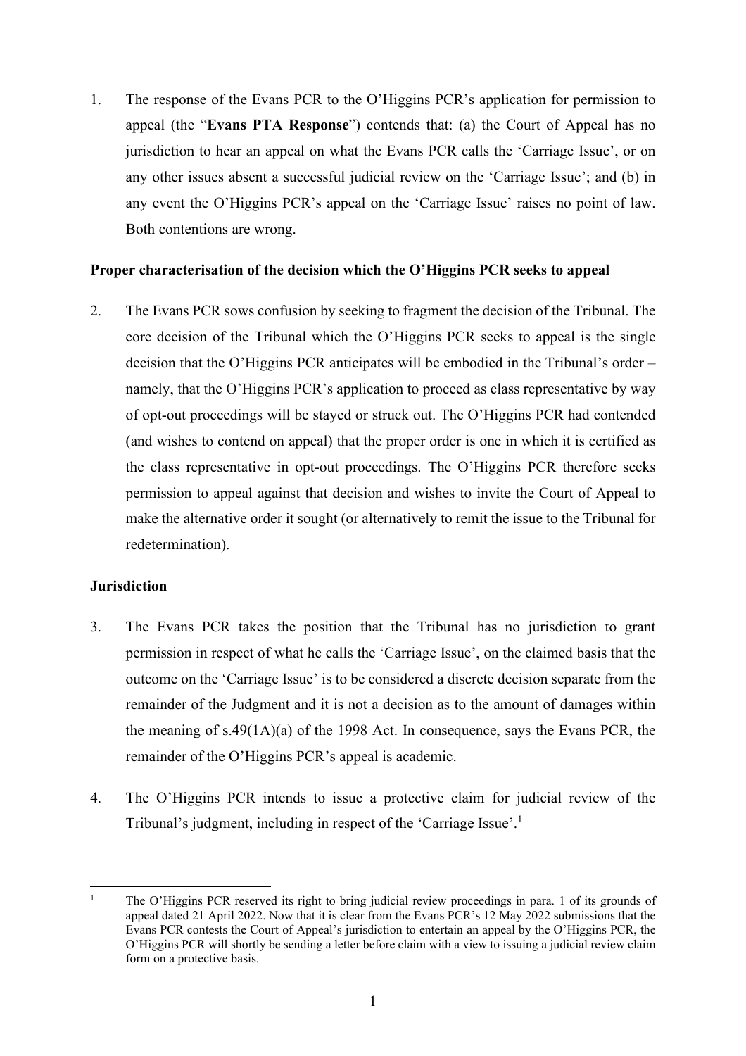1. The response of the Evans PCR to the O'Higgins PCR's application for permission to appeal (the "**Evans PTA Response**") contends that: (a) the Court of Appeal has no jurisdiction to hear an appeal on what the Evans PCR calls the 'Carriage Issue', or on any other issues absent a successful judicial review on the 'Carriage Issue'; and (b) in any event the O'Higgins PCR's appeal on the 'Carriage Issue' raises no point of law. Both contentions are wrong.

**Proper characterisation of the decision which the O'Higgins PCR seeks to appeal**

2. The Evans PCR sows confusion by seeking to fragment the decision of the Tribunal. The core decision of the Tribunal which the O'Higgins PCR seeks to appeal is the single decision that the O'Higgins PCR anticipates will be embodied in the Tribunal's order – namely, that the O'Higgins PCR's application to proceed as class representative by way of opt-out proceedings will be stayed or struck out. The O'Higgins PCR had contended (and wishes to contend on appeal) that the proper order is one in which it is certified as the class representative in opt-out proceedings. The O'Higgins PCR therefore seeks permission to appeal against that decision and wishes to invite the Court of Appeal to make the alternative order it sought (or alternatively to remit the issue to the Tribunal for redetermination).

**Jurisdiction**

3. The Evans PCR takes the position that the Tribunal has no jurisdiction to grant permission in respect of what he calls the 'Carriage Issue', on the claimed basis that the outcome on the 'Carriage Issue' is to be considered a discrete decision separate from the remainder of the Judgment and it is not a decision as to the amount of damages within the meaning of s.49(1A)(a) of the 1998 Act. In consequence, says the Evans PCR, the remainder of the O'Higgins PCR's appeal is academic.

4. The O'Higgins PCR intends to issue a protective claim for judicial review of the Tribunal's judgment, including in respect of the 'Carriage Issue'.[1]

[1] The O'Higgins PCR reserved its right to bring judicial review proceedings in para. 1 of its grounds of appeal dated 21 April 2022. Now that it is clear from the Evans PCR's 12 May 2022 submissions that the Evans PCR contests the Court of Appeal's jurisdiction to entertain an appeal by the O'Higgins PCR, the O'Higgins PCR will shortly be sending a letter before claim with a view to issuing a judicial review claim form on a protective basis.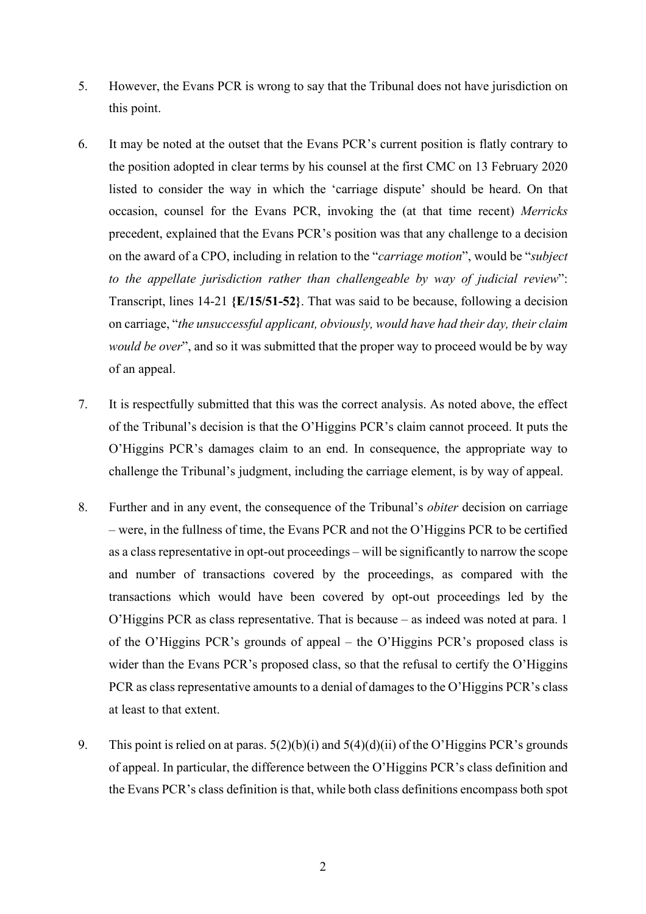5. However, the Evans PCR is wrong to say that the Tribunal does not have jurisdiction on this point.

6. It may be noted at the outset that the Evans PCR's current position is flatly contrary to the position adopted in clear terms by his counsel at the first CMC on 13 February 2020 listed to consider the way in which the 'carriage dispute' should be heard. On that occasion, counsel for the Evans PCR, invoking the (at that time recent) *Merricks* precedent, explained that the Evans PCR's position was that any challenge to a decision on the award of a CPO, including in relation to the "*carriage motion*", would be "*subject to the appellate jurisdiction rather than challengeable by way of judicial review*": Transcript, lines 14-21 **{E/15/51-52}**. That was said to be because, following a decision on carriage, "*the unsuccessful applicant, obviously, would have had their day, their claim would be over*", and so it was submitted that the proper way to proceed would be by way of an appeal.

7. It is respectfully submitted that this was the correct analysis. As noted above, the effect of the Tribunal's decision is that the O'Higgins PCR's claim cannot proceed. It puts the O'Higgins PCR's damages claim to an end. In consequence, the appropriate way to challenge the Tribunal's judgment, including the carriage element, is by way of appeal.

8. Further and in any event, the consequence of the Tribunal's *obiter* decision on carriage – were, in the fullness of time, the Evans PCR and not the O'Higgins PCR to be certified as a class representative in opt-out proceedings – will be significantly to narrow the scope and number of transactions covered by the proceedings, as compared with the transactions which would have been covered by opt-out proceedings led by the O'Higgins PCR as class representative. That is because – as indeed was noted at para. 1 of the O'Higgins PCR's grounds of appeal – the O'Higgins PCR's proposed class is wider than the Evans PCR's proposed class, so that the refusal to certify the O'Higgins PCR as class representative amounts to a denial of damages to the O'Higgins PCR's class at least to that extent.

9. This point is relied on at paras. 5(2)(b)(i) and 5(4)(d)(ii) of the O'Higgins PCR's grounds of appeal. In particular, the difference between the O'Higgins PCR's class definition and the Evans PCR's class definition is that, while both class definitions encompass both spot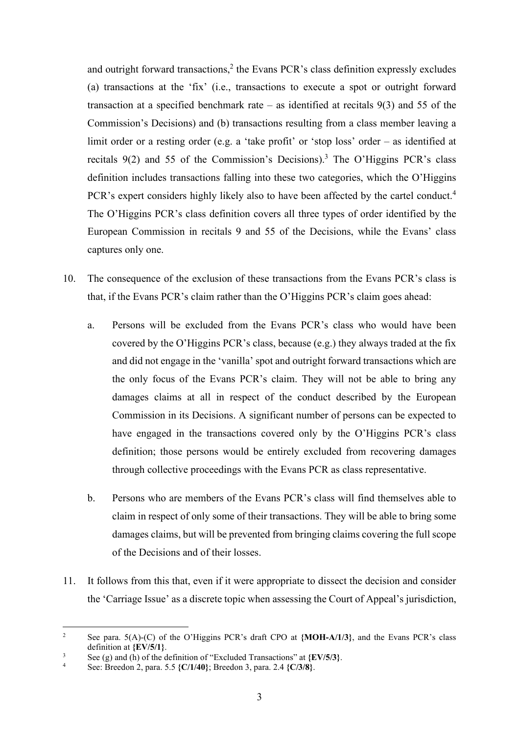and outright forward transactions,[2] the Evans PCR's class definition expressly excludes (a) transactions at the 'fix' (i.e., transactions to execute a spot or outright forward transaction at a specified benchmark rate – as identified at recitals 9(3) and 55 of the Commission's Decisions) and (b) transactions resulting from a class member leaving a limit order or a resting order (e.g. a 'take profit' or 'stop loss' order – as identified at recitals 9(2) and 55 of the Commission's Decisions).[3] The O'Higgins PCR's class definition includes transactions falling into these two categories, which the O'Higgins PCR's expert considers highly likely also to have been affected by the cartel conduct.[4] The O'Higgins PCR's class definition covers all three types of order identified by the European Commission in recitals 9 and 55 of the Decisions, while the Evans' class captures only one.

10. The consequence of the exclusion of these transactions from the Evans PCR's class is that, if the Evans PCR's claim rather than the O'Higgins PCR's claim goes ahead:

    a. Persons will be excluded from the Evans PCR's class who would have been covered by the O'Higgins PCR's class, because (e.g.) they always traded at the fix and did not engage in the 'vanilla' spot and outright forward transactions which are the only focus of the Evans PCR's claim. They will not be able to bring any damages claims at all in respect of the conduct described by the European Commission in its Decisions. A significant number of persons can be expected to have engaged in the transactions covered only by the O'Higgins PCR's class definition; those persons would be entirely excluded from recovering damages through collective proceedings with the Evans PCR as class representative.

    b. Persons who are members of the Evans PCR's class will find themselves able to claim in respect of only some of their transactions. They will be able to bring some damages claims, but will be prevented from bringing claims covering the full scope of the Decisions and of their losses.

11. It follows from this that, even if it were appropriate to dissect the decision and consider the 'Carriage Issue' as a discrete topic when assessing the Court of Appeal's jurisdiction,

---

[2] See para. 5(A)-(C) of the O'Higgins PCR's draft CPO at **{MOH-A/1/3}**, and the Evans PCR's class definition at **{EV/5/1}**.

[3] See (g) and (h) of the definition of "Excluded Transactions" at **{EV/5/3}**.

[4] See: Breedon 2, para. 5.5 **{C/1/40}**; Breedon 3, para. 2.4 **{C/3/8}**.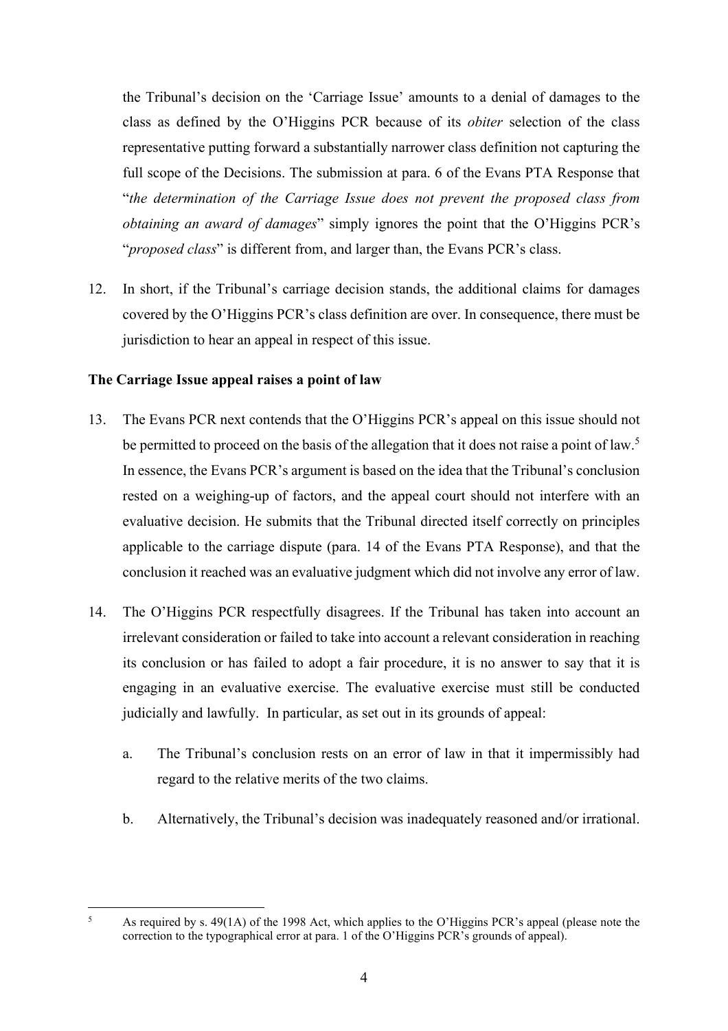the Tribunal's decision on the 'Carriage Issue' amounts to a denial of damages to the class as defined by the O'Higgins PCR because of its *obiter* selection of the class representative putting forward a substantially narrower class definition not capturing the full scope of the Decisions. The submission at para. 6 of the Evans PTA Response that "*the determination of the Carriage Issue does not prevent the proposed class from obtaining an award of damages*" simply ignores the point that the O'Higgins PCR's "*proposed class*" is different from, and larger than, the Evans PCR's class.

12. In short, if the Tribunal's carriage decision stands, the additional claims for damages covered by the O'Higgins PCR's class definition are over. In consequence, there must be jurisdiction to hear an appeal in respect of this issue.

**The Carriage Issue appeal raises a point of law**

13. The Evans PCR next contends that the O'Higgins PCR's appeal on this issue should not be permitted to proceed on the basis of the allegation that it does not raise a point of law.[5] In essence, the Evans PCR's argument is based on the idea that the Tribunal's conclusion rested on a weighing-up of factors, and the appeal court should not interfere with an evaluative decision. He submits that the Tribunal directed itself correctly on principles applicable to the carriage dispute (para. 14 of the Evans PTA Response), and that the conclusion it reached was an evaluative judgment which did not involve any error of law.

14. The O'Higgins PCR respectfully disagrees. If the Tribunal has taken into account an irrelevant consideration or failed to take into account a relevant consideration in reaching its conclusion or has failed to adopt a fair procedure, it is no answer to say that it is engaging in an evaluative exercise. The evaluative exercise must still be conducted judicially and lawfully. In particular, as set out in its grounds of appeal:

    a. The Tribunal's conclusion rests on an error of law in that it impermissibly had regard to the relative merits of the two claims.

    b. Alternatively, the Tribunal's decision was inadequately reasoned and/or irrational.

---

[5] As required by s. 49(1A) of the 1998 Act, which applies to the O'Higgins PCR's appeal (please note the correction to the typographical error at para. 1 of the O'Higgins PCR's grounds of appeal).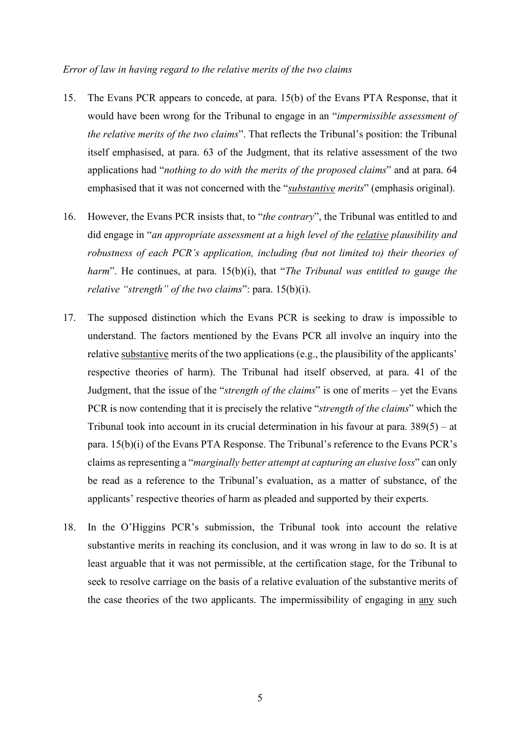*Error of law in having regard to the relative merits of the two claims*

15. The Evans PCR appears to concede, at para. 15(b) of the Evans PTA Response, that it would have been wrong for the Tribunal to engage in an "*impermissible assessment of the relative merits of the two claims*". That reflects the Tribunal's position: the Tribunal itself emphasised, at para. 63 of the Judgment, that its relative assessment of the two applications had "*nothing to do with the merits of the proposed claims*" and at para. 64 emphasised that it was not concerned with the "***substantive*** *merits*" (emphasis original).

16. However, the Evans PCR insists that, to "*the contrary*", the Tribunal was entitled to and did engage in "*an appropriate assessment at a high level of the* ***relative*** *plausibility and robustness of each PCR's application, including (but not limited to) their theories of harm*". He continues, at para. 15(b)(i), that "*The Tribunal was entitled to gauge the relative "strength" of the two claims*": para. 15(b)(i).

17. The supposed distinction which the Evans PCR is seeking to draw is impossible to understand. The factors mentioned by the Evans PCR all involve an inquiry into the relative substantive merits of the two applications (e.g., the plausibility of the applicants' respective theories of harm). The Tribunal had itself observed, at para. 41 of the Judgment, that the issue of the "*strength of the claims*" is one of merits – yet the Evans PCR is now contending that it is precisely the relative "*strength of the claims*" which the Tribunal took into account in its crucial determination in his favour at para. 389(5) – at para. 15(b)(i) of the Evans PTA Response. The Tribunal's reference to the Evans PCR's claims as representing a "*marginally better attempt at capturing an elusive loss*" can only be read as a reference to the Tribunal's evaluation, as a matter of substance, of the applicants' respective theories of harm as pleaded and supported by their experts.

18. In the O'Higgins PCR's submission, the Tribunal took into account the relative substantive merits in reaching its conclusion, and it was wrong in law to do so. It is at least arguable that it was not permissible, at the certification stage, for the Tribunal to seek to resolve carriage on the basis of a relative evaluation of the substantive merits of the case theories of the two applicants. The impermissibility of engaging in any such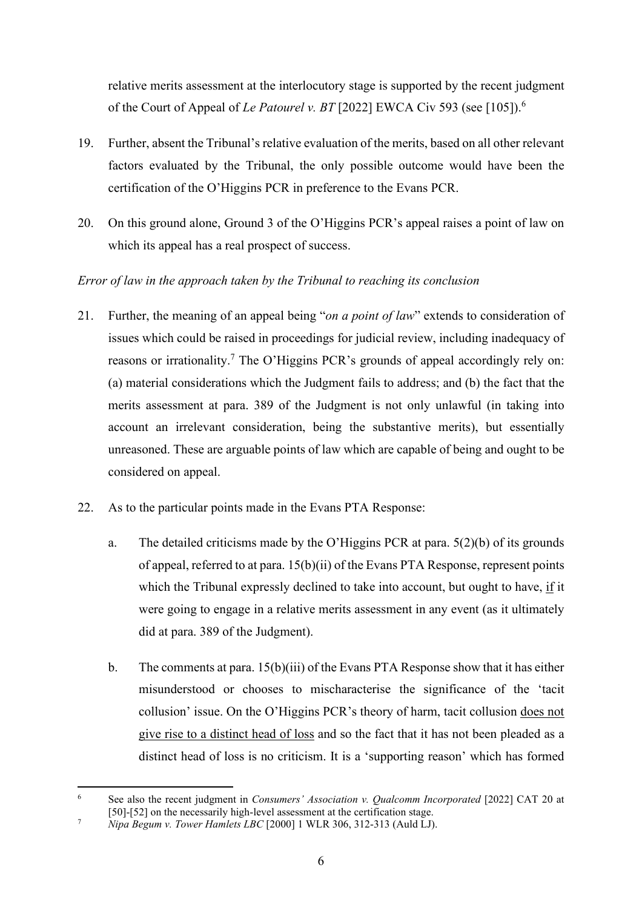relative merits assessment at the interlocutory stage is supported by the recent judgment of the Court of Appeal of *Le Patourel v. BT* [2022] EWCA Civ 593 (see [105]).[6]

19. Further, absent the Tribunal's relative evaluation of the merits, based on all other relevant factors evaluated by the Tribunal, the only possible outcome would have been the certification of the O'Higgins PCR in preference to the Evans PCR.

20. On this ground alone, Ground 3 of the O'Higgins PCR's appeal raises a point of law on which its appeal has a real prospect of success.

*Error of law in the approach taken by the Tribunal to reaching its conclusion*

21. Further, the meaning of an appeal being "*on a point of law*" extends to consideration of issues which could be raised in proceedings for judicial review, including inadequacy of reasons or irrationality.[7] The O'Higgins PCR's grounds of appeal accordingly rely on: (a) material considerations which the Judgment fails to address; and (b) the fact that the merits assessment at para. 389 of the Judgment is not only unlawful (in taking into account an irrelevant consideration, being the substantive merits), but essentially unreasoned. These are arguable points of law which are capable of being and ought to be considered on appeal.

22. As to the particular points made in the Evans PTA Response:

    a. The detailed criticisms made by the O'Higgins PCR at para. 5(2)(b) of its grounds of appeal, referred to at para. 15(b)(ii) of the Evans PTA Response, represent points which the Tribunal expressly declined to take into account, but ought to have, <u>if</u> it were going to engage in a relative merits assessment in any event (as it ultimately did at para. 389 of the Judgment).

    b. The comments at para. 15(b)(iii) of the Evans PTA Response show that it has either misunderstood or chooses to mischaracterise the significance of the 'tacit collusion' issue. On the O'Higgins PCR's theory of harm, tacit collusion <u>does not give rise to a distinct head of loss</u> and so the fact that it has not been pleaded as a distinct head of loss is no criticism. It is a 'supporting reason' which has formed

---

[6] See also the recent judgment in *Consumers' Association v. Qualcomm Incorporated* [2022] CAT 20 at [50]-[52] on the necessarily high-level assessment at the certification stage.

[7] *Nipa Begum v. Tower Hamlets LBC* [2000] 1 WLR 306, 312-313 (Auld LJ).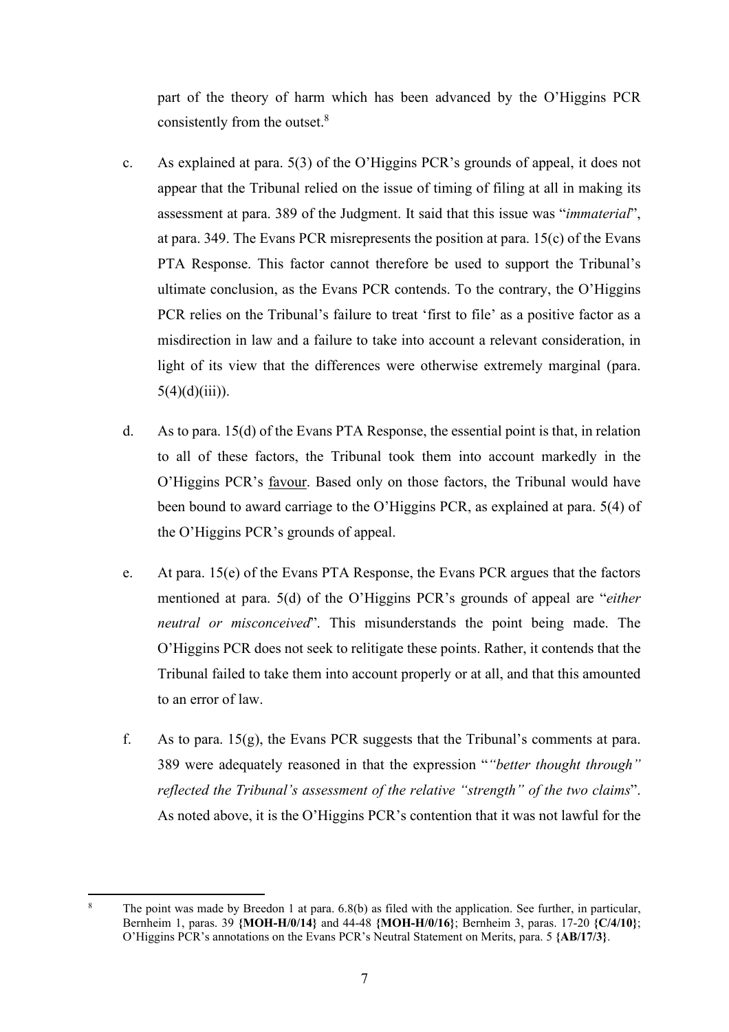part of the theory of harm which has been advanced by the O'Higgins PCR consistently from the outset.[8]

c. As explained at para. 5(3) of the O'Higgins PCR's grounds of appeal, it does not appear that the Tribunal relied on the issue of timing of filing at all in making its assessment at para. 389 of the Judgment. It said that this issue was "*immaterial*", at para. 349. The Evans PCR misrepresents the position at para. 15(c) of the Evans PTA Response. This factor cannot therefore be used to support the Tribunal's ultimate conclusion, as the Evans PCR contends. To the contrary, the O'Higgins PCR relies on the Tribunal's failure to treat 'first to file' as a positive factor as a misdirection in law and a failure to take into account a relevant consideration, in light of its view that the differences were otherwise extremely marginal (para. 5(4)(d)(iii)).

d. As to para. 15(d) of the Evans PTA Response, the essential point is that, in relation to all of these factors, the Tribunal took them into account markedly in the O'Higgins PCR's <u>favour</u>. Based only on those factors, the Tribunal would have been bound to award carriage to the O'Higgins PCR, as explained at para. 5(4) of the O'Higgins PCR's grounds of appeal.

e. At para. 15(e) of the Evans PTA Response, the Evans PCR argues that the factors mentioned at para. 5(d) of the O'Higgins PCR's grounds of appeal are "*either neutral or misconceived*". This misunderstands the point being made. The O'Higgins PCR does not seek to relitigate these points. Rather, it contends that the Tribunal failed to take them into account properly or at all, and that this amounted to an error of law.

f. As to para. 15(g), the Evans PCR suggests that the Tribunal's comments at para. 389 were adequately reasoned in that the expression "*"better thought through" reflected the Tribunal's assessment of the relative "strength" of the two claims*". As noted above, it is the O'Higgins PCR's contention that it was not lawful for the

---

[8] The point was made by Breedon 1 at para. 6.8(b) as filed with the application. See further, in particular, Bernheim 1, paras. 39 **{MOH-H/0/14}** and 44-48 **{MOH-H/0/16}**; Bernheim 3, paras. 17-20 **{C/4/10}**; O'Higgins PCR's annotations on the Evans PCR's Neutral Statement on Merits, para. 5 **{AB/17/3}**.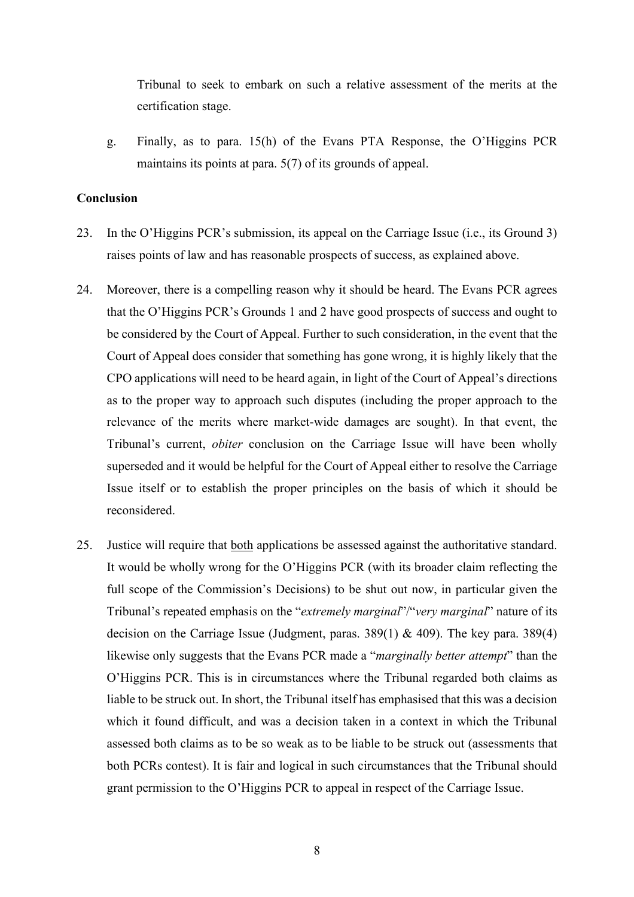Tribunal to seek to embark on such a relative assessment of the merits at the certification stage.

g. Finally, as to para. 15(h) of the Evans PTA Response, the O'Higgins PCR maintains its points at para. 5(7) of its grounds of appeal.

**Conclusion**

23. In the O'Higgins PCR's submission, its appeal on the Carriage Issue (i.e., its Ground 3) raises points of law and has reasonable prospects of success, as explained above.

24. Moreover, there is a compelling reason why it should be heard. The Evans PCR agrees that the O'Higgins PCR's Grounds 1 and 2 have good prospects of success and ought to be considered by the Court of Appeal. Further to such consideration, in the event that the Court of Appeal does consider that something has gone wrong, it is highly likely that the CPO applications will need to be heard again, in light of the Court of Appeal's directions as to the proper way to approach such disputes (including the proper approach to the relevance of the merits where market-wide damages are sought). In that event, the Tribunal's current, *obiter* conclusion on the Carriage Issue will have been wholly superseded and it would be helpful for the Court of Appeal either to resolve the Carriage Issue itself or to establish the proper principles on the basis of which it should be reconsidered.

25. Justice will require that <u>both</u> applications be assessed against the authoritative standard. It would be wholly wrong for the O'Higgins PCR (with its broader claim reflecting the full scope of the Commission's Decisions) to be shut out now, in particular given the Tribunal's repeated emphasis on the "*extremely marginal*"/"*very marginal*" nature of its decision on the Carriage Issue (Judgment, paras. 389(1) & 409). The key para. 389(4) likewise only suggests that the Evans PCR made a "*marginally better attempt*" than the O'Higgins PCR. This is in circumstances where the Tribunal regarded both claims as liable to be struck out. In short, the Tribunal itself has emphasised that this was a decision which it found difficult, and was a decision taken in a context in which the Tribunal assessed both claims as to be so weak as to be liable to be struck out (assessments that both PCRs contest). It is fair and logical in such circumstances that the Tribunal should grant permission to the O'Higgins PCR to appeal in respect of the Carriage Issue.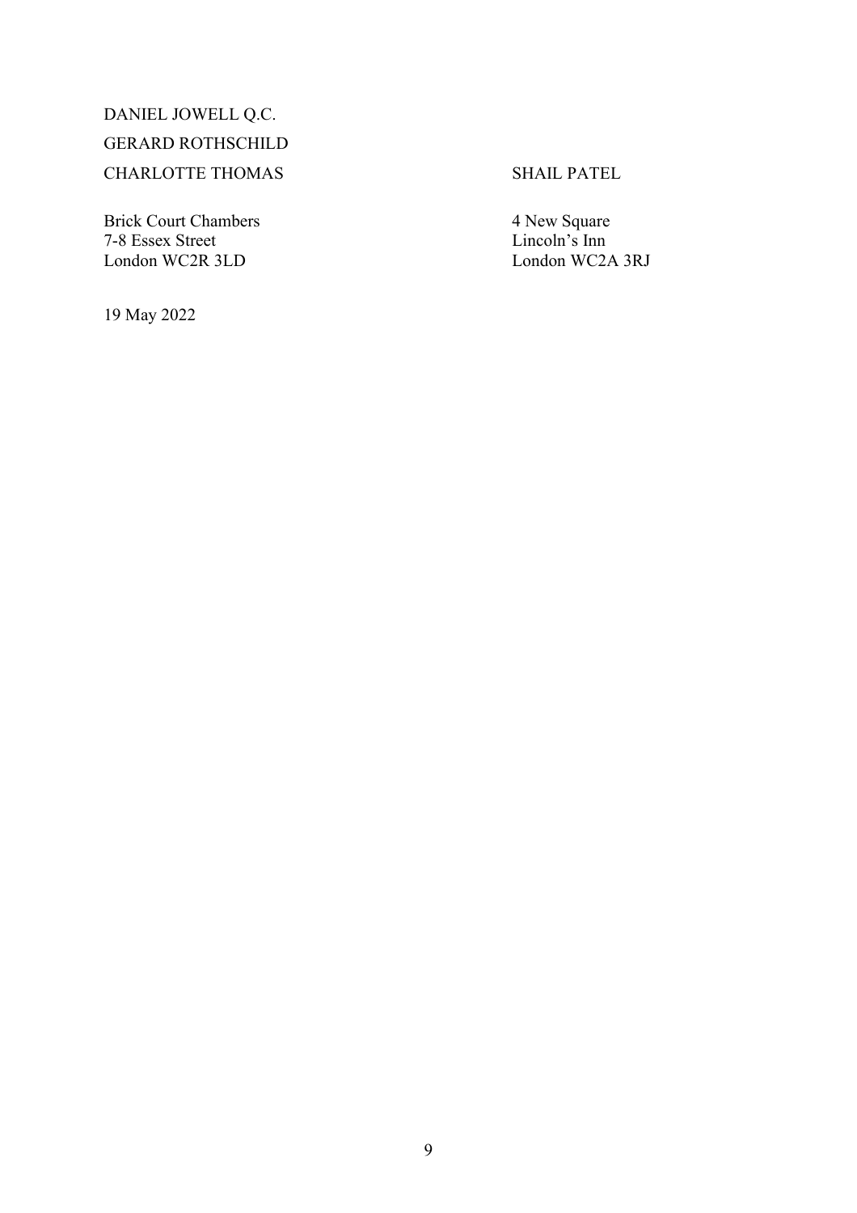DANIEL JOWELL Q.C.

GERARD ROTHSCHILD

CHARLOTTE THOMAS

Brick Court Chambers
7-8 Essex Street
London WC2R 3LD

SHAIL PATEL

4 New Square
Lincoln's Inn
London WC2A 3RJ

19 May 2022